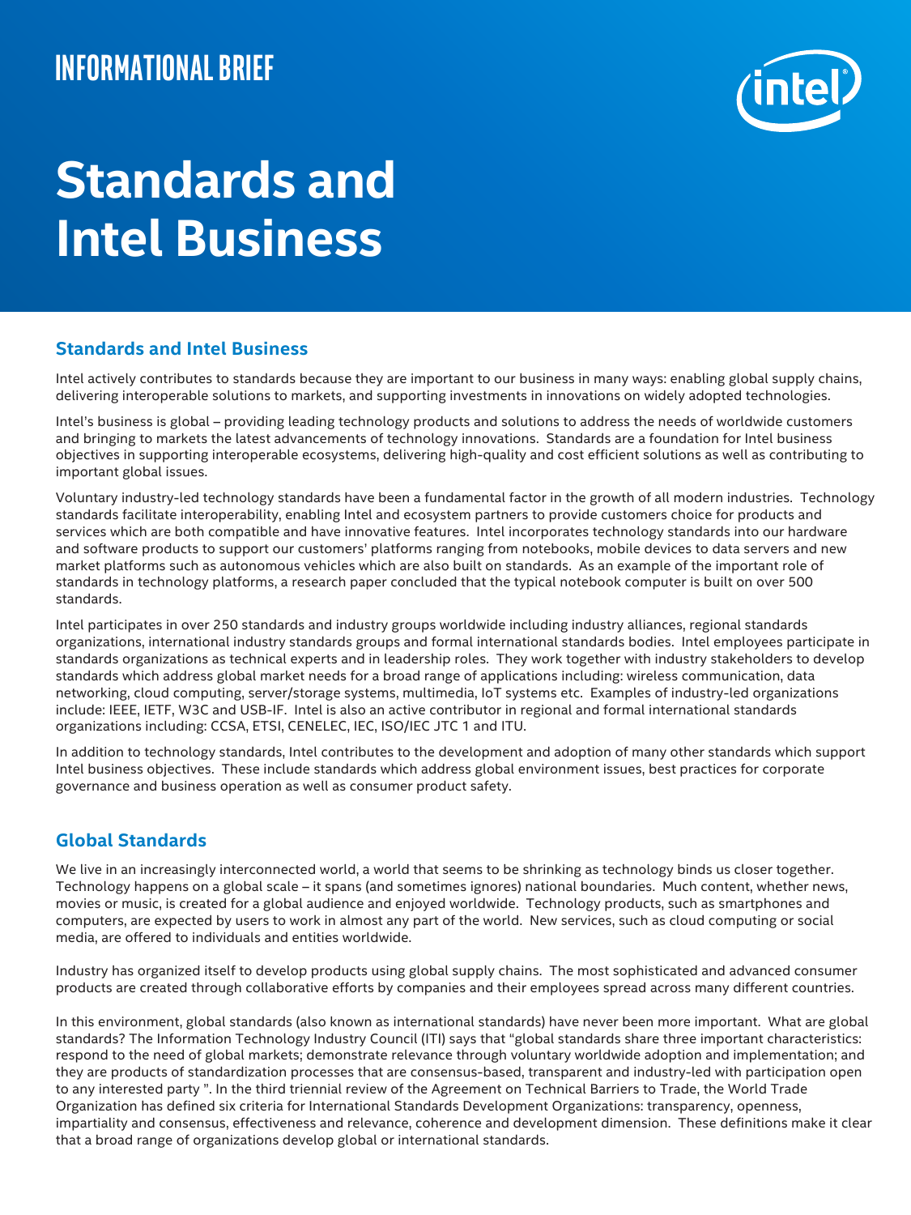INFORMATIONAL BRIEF

# Standards and Intel Business

## Standards and Intel Business

Intel actively contributes to standards because they are important to our business in many ways: enabling global supply chains, delivering interoperable solutions to markets, and supporting investments in innovations on widely adopted technologies.

Intel's business is global – providing leading technology products and solutions to address the needs of worldwide customers and bringing to markets the latest advancements of technology innovations. Standards are a foundation for Intel business objectives in supporting interoperable ecosystems, delivering high-quality and cost efficient solutions as well as contributing to important global issues.

Voluntary industry-led technology standards have been a fundamental factor in the growth of all modern industries. Technology standards facilitate interoperability, enabling Intel and ecosystem partners to provide customers choice for products and services which are both compatible and have innovative features. Intel incorporates technology standards into our hardware and software products to support our customers' platforms ranging from notebooks, mobile devices to data servers and new market platforms such as autonomous vehicles which are also built on standards. As an example of the important role of standards in technology platforms, a research paper concluded that the typical notebook computer is built on over 500 standards.

Intel participates in over 250 standards and industry groups worldwide including industry alliances, regional standards organizations, international industry standards groups and formal international standards bodies. Intel employees participate in standards organizations as technical experts and in leadership roles. They work together with industry stakeholders to develop standards which address global market needs for a broad range of applications including: wireless communication, data networking, cloud computing, server/storage systems, multimedia, IoT systems etc. Examples of industry-led organizations include: IEEE, IETF, W3C and USB-IF. Intel is also an active contributor in regional and formal international standards organizations including: CCSA, ETSI, CENELEC, IEC, ISO/IEC JTC 1 and ITU.

In addition to technology standards, Intel contributes to the development and adoption of many other standards which support Intel business objectives. These include standards which address global environment issues, best practices for corporate governance and business operation as well as consumer product safety.

## Global Standards

We live in an increasingly interconnected world, a world that seems to be shrinking as technology binds us closer together. Technology happens on a global scale – it spans (and sometimes ignores) national boundaries. Much content, whether news, movies or music, is created for a global audience and enjoyed worldwide. Technology products, such as smartphones and computers, are expected by users to work in almost any part of the world. New services, such as cloud computing or social media, are offered to individuals and entities worldwide.

Industry has organized itself to develop products using global supply chains. The most sophisticated and advanced consumer products are created through collaborative efforts by companies and their employees spread across many different countries.

In this environment, global standards (also known as international standards) have never been more important. What are global standards? The Information Technology Industry Council (ITI) says that "global standards share three important characteristics: respond to the need of global markets; demonstrate relevance through voluntary worldwide adoption and implementation; and they are products of standardization processes that are consensus-based, transparent and industry-led with participation open to any interested party ". In the third triennial review of the Agreement on Technical Barriers to Trade, the World Trade Organization has defined six criteria for International Standards Development Organizations: transparency, openness, impartiality and consensus, effectiveness and relevance, coherence and development dimension. These definitions make it clear that a broad range of organizations develop global or international standards.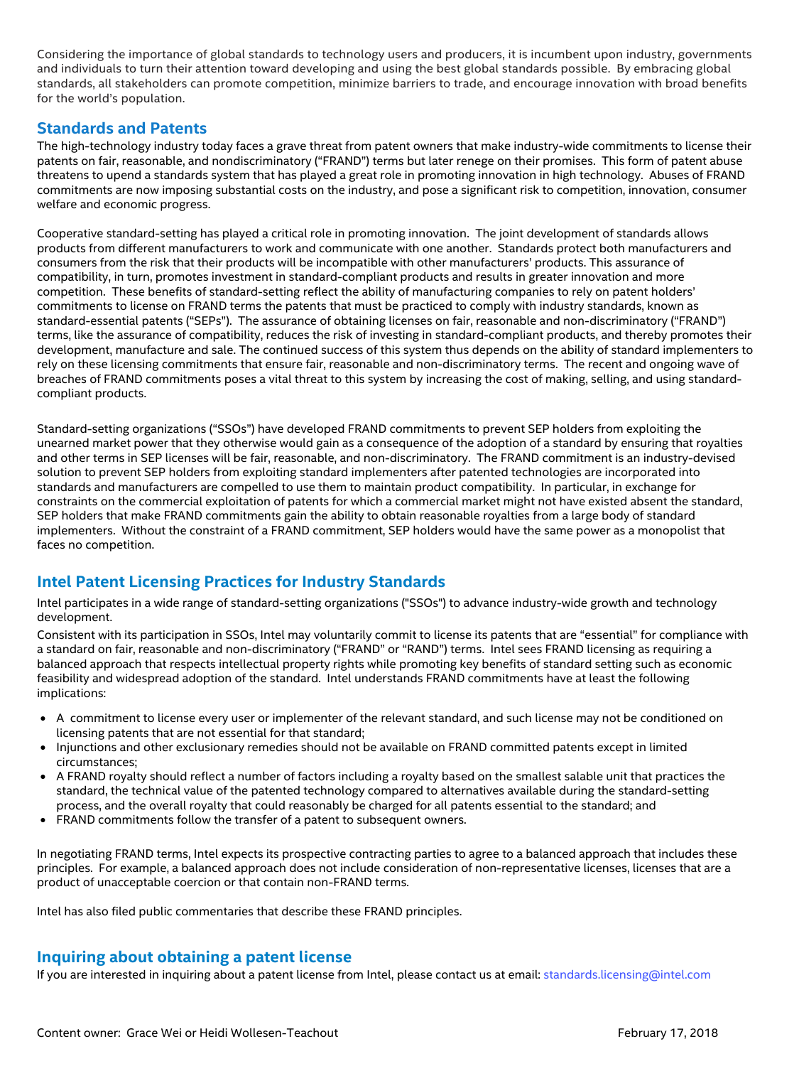Considering the importance of global standards to technology users and producers, it is incumbent upon industry, governments and individuals to turn their attention toward developing and using the best global standards possible. By embracing global standards, all stakeholders can promote competition, minimize barriers to trade, and encourage innovation with broad benefits for the world's population.

## Standards and Patents

The high-technology industry today faces a grave threat from patent owners that make industry-wide commitments to license their patents on fair, reasonable, and nondiscriminatory ("FRAND") terms but later renege on their promises. This form of patent abuse threatens to upend a standards system that has played a great role in promoting innovation in high technology. Abuses of FRAND commitments are now imposing substantial costs on the industry, and pose a significant risk to competition, innovation, consumer welfare and economic progress.

Cooperative standard-setting has played a critical role in promoting innovation. The joint development of standards allows products from different manufacturers to work and communicate with one another. Standards protect both manufacturers and consumers from the risk that their products will be incompatible with other manufacturers' products. This assurance of compatibility, in turn, promotes investment in standard-compliant products and results in greater innovation and more competition. These benefits of standard-setting reflect the ability of manufacturing companies to rely on patent holders' commitments to license on FRAND terms the patents that must be practiced to comply with industry standards, known as standard-essential patents ("SEPs"). The assurance of obtaining licenses on fair, reasonable and non-discriminatory ("FRAND") terms, like the assurance of compatibility, reduces the risk of investing in standard-compliant products, and thereby promotes their development, manufacture and sale. The continued success of this system thus depends on the ability of standard implementers to rely on these licensing commitments that ensure fair, reasonable and non-discriminatory terms. The recent and ongoing wave of breaches of FRAND commitments poses a vital threat to this system by increasing the cost of making, selling, and using standard-compliant products.

Standard-setting organizations ("SSOs") have developed FRAND commitments to prevent SEP holders from exploiting the unearned market power that they otherwise would gain as a consequence of the adoption of a standard by ensuring that royalties and other terms in SEP licenses will be fair, reasonable, and non-discriminatory. The FRAND commitment is an industry-devised solution to prevent SEP holders from exploiting standard implementers after patented technologies are incorporated into standards and manufacturers are compelled to use them to maintain product compatibility. In particular, in exchange for constraints on the commercial exploitation of patents for which a commercial market might not have existed absent the standard, SEP holders that make FRAND commitments gain the ability to obtain reasonable royalties from a large body of standard implementers. Without the constraint of a FRAND commitment, SEP holders would have the same power as a monopolist that faces no competition.

## Intel Patent Licensing Practices for Industry Standards

Intel participates in a wide range of standard-setting organizations ("SSOs") to advance industry-wide growth and technology development.

Consistent with its participation in SSOs, Intel may voluntarily commit to license its patents that are "essential" for compliance with a standard on fair, reasonable and non-discriminatory ("FRAND" or "RAND") terms. Intel sees FRAND licensing as requiring a balanced approach that respects intellectual property rights while promoting key benefits of standard setting such as economic feasibility and widespread adoption of the standard. Intel understands FRAND commitments have at least the following implications:

- A commitment to license every user or implementer of the relevant standard, and such license may not be conditioned on licensing patents that are not essential for that standard;
- Injunctions and other exclusionary remedies should not be available on FRAND committed patents except in limited circumstances;
- A FRAND royalty should reflect a number of factors including a royalty based on the smallest salable unit that practices the standard, the technical value of the patented technology compared to alternatives available during the standard-setting process, and the overall royalty that could reasonably be charged for all patents essential to the standard; and
- FRAND commitments follow the transfer of a patent to subsequent owners.

In negotiating FRAND terms, Intel expects its prospective contracting parties to agree to a balanced approach that includes these principles. For example, a balanced approach does not include consideration of non-representative licenses, licenses that are a product of unacceptable coercion or that contain non-FRAND terms.

Intel has also filed public commentaries that describe these FRAND principles.

## Inquiring about obtaining a patent license

If you are interested in inquiring about a patent license from Intel, please contact us at email: standards.licensing@intel.com

Content owner: Grace Wei or Heidi Wollesen-Teachout

February 17, 2018